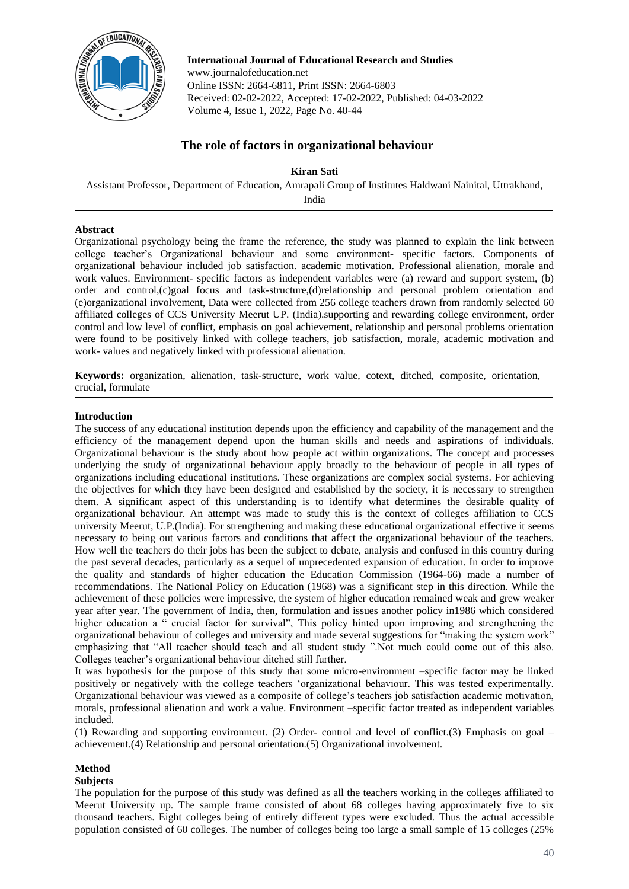**International Journal of Educational Research and Studies**
www.journalofeducation.net
Online ISSN: 2664-6811, Print ISSN: 2664-6803
Received: 02-02-2022, Accepted: 17-02-2022, Published: 04-03-2022
Volume 4, Issue 1, 2022, Page No. 40-44

# The role of factors in organizational behaviour

**Kiran Sati**

Assistant Professor, Department of Education, Amrapali Group of Institutes Haldwani Nainital, Uttrakhand, India

## Abstract

Organizational psychology being the frame the reference, the study was planned to explain the link between college teacher's Organizational behaviour and some environment- specific factors. Components of organizational behaviour included job satisfaction. academic motivation. Professional alienation, morale and work values. Environment- specific factors as independent variables were (a) reward and support system, (b) order and control,(c)goal focus and task-structure,(d)relationship and personal problem orientation and (e)organizational involvement, Data were collected from 256 college teachers drawn from randomly selected 60 affiliated colleges of CCS University Meerut UP. (India).supporting and rewarding college environment, order control and low level of conflict, emphasis on goal achievement, relationship and personal problems orientation were found to be positively linked with college teachers, job satisfaction, morale, academic motivation and work- values and negatively linked with professional alienation.

**Keywords:** organization, alienation, task-structure, work value, cotext, ditched, composite, orientation, crucial, formulate

## Introduction

The success of any educational institution depends upon the efficiency and capability of the management and the efficiency of the management depend upon the human skills and needs and aspirations of individuals. Organizational behaviour is the study about how people act within organizations. The concept and processes underlying the study of organizational behaviour apply broadly to the behaviour of people in all types of organizations including educational institutions. These organizations are complex social systems. For achieving the objectives for which they have been designed and established by the society, it is necessary to strengthen them. A significant aspect of this understanding is to identify what determines the desirable quality of organizational behaviour. An attempt was made to study this is the context of colleges affiliation to CCS university Meerut, U.P.(India). For strengthening and making these educational organizational effective it seems necessary to being out various factors and conditions that affect the organizational behaviour of the teachers. How well the teachers do their jobs has been the subject to debate, analysis and confused in this country during the past several decades, particularly as a sequel of unprecedented expansion of education. In order to improve the quality and standards of higher education the Education Commission (1964-66) made a number of recommendations. The National Policy on Education (1968) was a significant step in this direction. While the achievement of these policies were impressive, the system of higher education remained weak and grew weaker year after year. The government of India, then, formulation and issues another policy in1986 which considered higher education a " crucial factor for survival", This policy hinted upon improving and strengthening the organizational behaviour of colleges and university and made several suggestions for "making the system work" emphasizing that "All teacher should teach and all student study ".Not much could come out of this also. Colleges teacher's organizational behaviour ditched still further.

It was hypothesis for the purpose of this study that some micro-environment –specific factor may be linked positively or negatively with the college teachers 'organizational behaviour. This was tested experimentally. Organizational behaviour was viewed as a composite of college's teachers job satisfaction academic motivation, morals, professional alienation and work a value. Environment –specific factor treated as independent variables included.

(1) Rewarding and supporting environment. (2) Order- control and level of conflict.(3) Emphasis on goal – achievement.(4) Relationship and personal orientation.(5) Organizational involvement.

## Method

### Subjects

The population for the purpose of this study was defined as all the teachers working in the colleges affiliated to Meerut University up. The sample frame consisted of about 68 colleges having approximately five to six thousand teachers. Eight colleges being of entirely different types were excluded. Thus the actual accessible population consisted of 60 colleges. The number of colleges being too large a small sample of 15 colleges (25%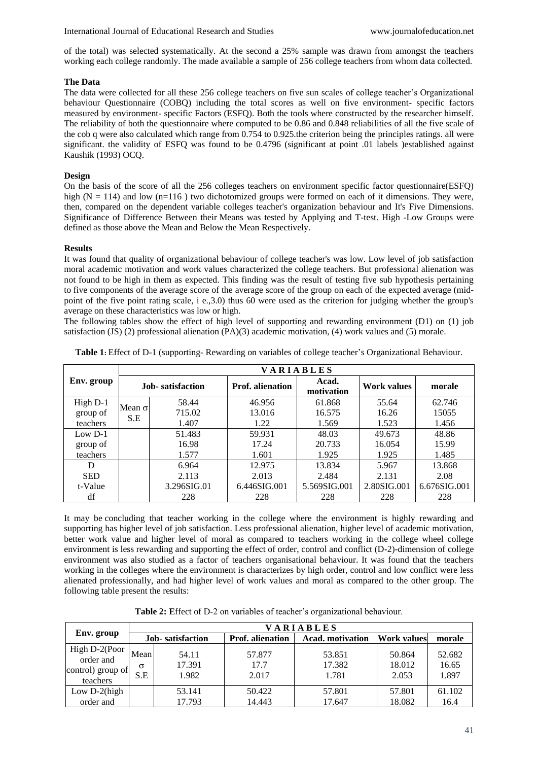of the total) was selected systematically. At the second a 25% sample was drawn from amongst the teachers working each college randomly. The made available a sample of 256 college teachers from whom data collected.

### The Data

The data were collected for all these 256 college teachers on five sun scales of college teacher's Organizational behaviour Questionnaire (COBQ) including the total scores as well on five environment- specific factors measured by environment- specific Factors (ESFQ). Both the tools where constructed by the researcher himself. The reliability of both the questionnaire where computed to be 0.86 and 0.848 reliabilities of all the five scale of the cob q were also calculated which range from 0.754 to 0.925.the criterion being the principles ratings. all were significant. the validity of ESFQ was found to be 0.4796 (significant at point .01 labels )established against Kaushik (1993) OCQ.

### Design

On the basis of the score of all the 256 colleges teachers on environment specific factor questionnaire(ESFQ) high (N = 114) and low (n=116 ) two dichotomized groups were formed on each of it dimensions. They were, then, compared on the dependent variable colleges teacher's organization behaviour and It's Five Dimensions. Significance of Difference Between their Means was tested by Applying and T-test. High -Low Groups were defined as those above the Mean and Below the Mean Respectively.

### Results

It was found that quality of organizational behaviour of college teacher's was low. Low level of job satisfaction moral academic motivation and work values characterized the college teachers. But professional alienation was not found to be high in them as expected. This finding was the result of testing five sub hypothesis pertaining to five components of the average score of the average score of the group on each of the expected average (mid-point of the five point rating scale, i e.,3.0) thus 60 were used as the criterion for judging whether the group's average on these characteristics was low or high.

The following tables show the effect of high level of supporting and rewarding environment (D1) on (1) job satisfaction (JS) (2) professional alienation (PA)(3) academic motivation, (4) work values and (5) morale.

**Table 1:** Effect of D-1 (supporting- Rewarding on variables of college teacher's Organizational Behaviour.

| Env. group | | VARIABLES | | | | |
|---|---|---|---|---|---|---|
| | | Job- satisfaction | Prof. alienation | Acad. motivation | Work values | morale |
| High D-1 group of teachers | Mean σ S.E | 58.44<br>715.02<br>1.407 | 46.956<br>13.016<br>1.22 | 61.868<br>16.575<br>1.569 | 55.64<br>16.26<br>1.523 | 62.746<br>15055<br>1.456 |
| Low D-1 group of teachers | | 51.483<br>16.98<br>1.577 | 59.931<br>17.24<br>1.601 | 48.03<br>20.733<br>1.925 | 49.673<br>16.054<br>1.925 | 48.86<br>15.99<br>1.485 |
| D<br>SED<br>t-Value<br>df | | 6.964<br>2.113<br>3.296SIG.01<br>228 | 12.975<br>2.013<br>6.446SIG.001<br>228 | 13.834<br>2.484<br>5.569SIG.001<br>228 | 5.967<br>2.131<br>2.80SIG.001<br>228 | 13.868<br>2.08<br>6.676SIG.001<br>228 |

It may be concluding that teacher working in the college where the environment is highly rewarding and supporting has higher level of job satisfaction. Less professional alienation, higher level of academic motivation, better work value and higher level of moral as compared to teachers working in the college wheel college environment is less rewarding and supporting the effect of order, control and conflict (D-2)-dimension of college environment was also studied as a factor of teachers organisational behaviour. It was found that the teachers working in the colleges where the environment is characterizes by high order, control and low conflict were less alienated professionally, and had higher level of work values and moral as compared to the other group. The following table present the results:

**Table 2: E**ffect of D-2 on variables of teacher's organizational behaviour.

| Env. group | | VARIABLES | | | | |
|---|---|---|---|---|---|---|
| | | Job- satisfaction | Prof. alienation | Acad. motivation | Work values | morale |
| High D-2(Poor order and control) group of teachers | Mean σ S.E | 54.11<br>17.391<br>1.982 | 57.877<br>17.7<br>2.017 | 53.851<br>17.382<br>1.781 | 50.864<br>18.012<br>2.053 | 52.682<br>16.65<br>1.897 |
| Low D-2(high order and | | 53.141<br>17.793 | 50.422<br>14.443 | 57.801<br>17.647 | 57.801<br>18.082 | 61.102<br>16.4 |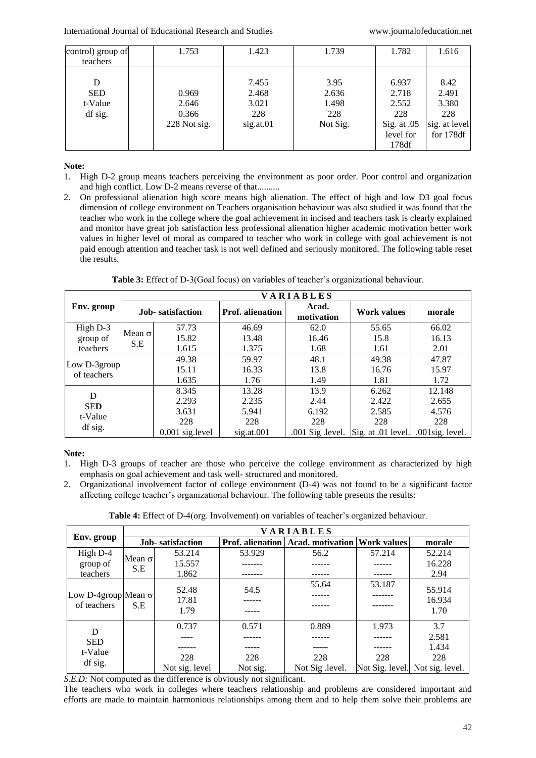| control) group of teachers | | 1.753 | 1.423 | 1.739 | 1.782 | 1.616 |
|---|---|---|---|---|---|---|
| D<br>SED<br>t-Value<br>df sig. | | 0.969<br>2.646<br>0.366<br>228 Not sig. | 7.455<br>2.468<br>3.021<br>228<br>sig.at.01 | 3.95<br>2.636<br>1.498<br>228<br>Not Sig. | 6.937<br>2.718<br>2.552<br>228<br>Sig. at .05 level for 178df | 8.42<br>2.491<br>3.380<br>228<br>sig. at level for 178df |

**Note:**

1. High D-2 group means teachers perceiving the environment as poor order. Poor control and organization and high conflict. Low D-2 means reverse of that..........
2. On professional alienation high score means high alienation. The effect of high and low D3 goal focus dimension of college environment on Teachers organisation behaviour was also studied it was found that the teacher who work in the college where the goal achievement in incised and teachers task is clearly explained and monitor have great job satisfaction less professional alienation higher academic motivation better work values in higher level of moral as compared to teacher who work in college with goal achievement is not paid enough attention and teacher task is not well defined and seriously monitored. The following table reset the results.

**Table 3:** Effect of D-3(Goal focus) on variables of teacher's organizational behaviour.

| Env. group | | VARIABLES | | | | |
|---|---|---|---|---|---|---|
| | | Job- satisfaction | Prof. alienation | Acad. motivation | Work values | morale |
| High D-3 group of teachers | Mean σ<br>S.E | 57.73<br>15.82<br>1.615 | 46.69<br>13.48<br>1.375 | 62.0<br>16.46<br>1.68 | 55.65<br>15.8<br>1.61 | 66.02<br>16.13<br>2.01 |
| Low D-3group of teachers | | 49.38<br>15.11<br>1.635 | 59.97<br>16.33<br>1.76 | 48.1<br>13.8<br>1.49 | 49.38<br>16.76<br>1.81 | 47.87<br>15.97<br>1.72 |
| D<br>SE**D**<br>t-Value<br>df sig. | | 8.345<br>2.293<br>3.631<br>228<br>0.001 sig.level | 13.28<br>2.235<br>5.941<br>228<br>sig.at.001 | 13.9<br>2.44<br>6.192<br>228<br>.001 Sig .level. | 6.262<br>2.422<br>2.585<br>228<br>Sig. at .01 level. | 12.148<br>2.655<br>4.576<br>228<br>.001sig. level. |

**Note:**

1. High D-3 groups of teacher are those who perceive the college environment as characterized by high emphasis on goal achievement and task well- structured and monitored.
2. Organizational involvement factor of college environment (D-4) was not found to be a significant factor affecting college teacher's organizational behaviour. The following table presents the results:

**Table 4:** Effect of D-4(org. Involvement) on variables of teacher's organized behaviour.

| Env. group | | VARIABLES | | | | |
|---|---|---|---|---|---|---|
| | | Job- satisfaction | Prof. alienation | Acad. motivation | Work values | morale |
| High D-4 group of teachers | Mean σ<br>S.E | 53.214<br>15.557<br>1.862 | 53.929<br>-------<br>------- | 56.2<br>------<br>------ | 57.214<br>------<br>------ | 52.214<br>16.228<br>2.94 |
| Low D-4group of teachers | Mean σ<br>S.E | 52.48<br>17.81<br>1.79 | 54.5<br>------<br>----- | 55.64<br>------<br>------ | 53.187<br>-------<br>------- | 55.914<br>16.934<br>1.70 |
| D<br>SED<br>t-Value<br>df sig. | | 0.737<br>----<br>------<br>228<br>Not sig. level | 0.571<br>------<br>-----<br>228<br>Not sig. | 0.889<br>------<br>-----<br>228<br>Not Sig .level. | 1.973<br>------<br>------<br>228<br>Not Sig. level. | 3.7<br>2.581<br>1.434<br>228<br>Not sig. level. |

*S.E.D:* Not computed as the difference is obviously not significant.

The teachers who work in colleges where teachers relationship and problems are considered important and efforts are made to maintain harmonious relationships among them and to help them solve their problems are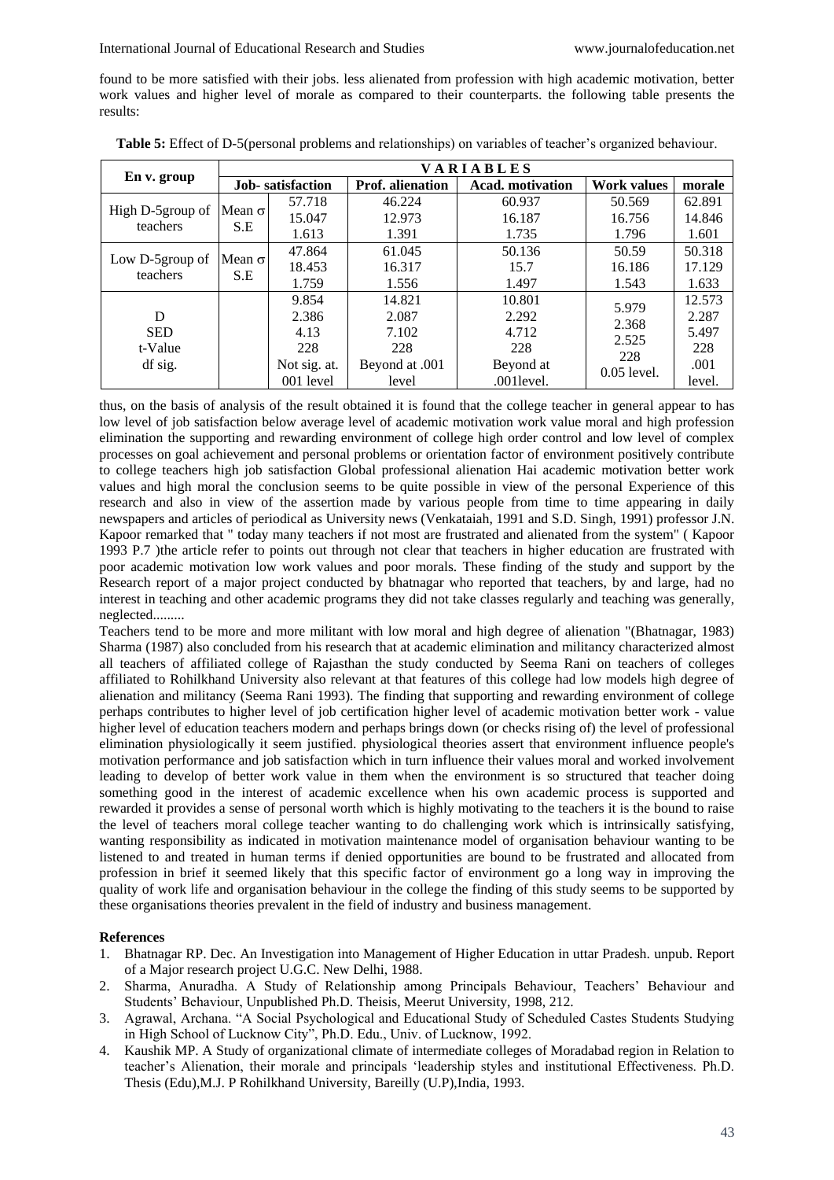found to be more satisfied with their jobs. less alienated from profession with high academic motivation, better work values and higher level of morale as compared to their counterparts. the following table presents the results:

**Table 5:** Effect of D-5(personal problems and relationships) on variables of teacher's organized behaviour.

| En v. group | | VARIABLES | | | | |
|---|---|---|---|---|---|---|
| | | Job- satisfaction | Prof. alienation | Acad. motivation | Work values | morale |
| High D-5group of teachers | Mean σ S.E | 57.718<br>15.047<br>1.613 | 46.224<br>12.973<br>1.391 | 60.937<br>16.187<br>1.735 | 50.569<br>16.756<br>1.796 | 62.891<br>14.846<br>1.601 |
| Low D-5group of teachers | Mean σ S.E | 47.864<br>18.453<br>1.759 | 61.045<br>16.317<br>1.556 | 50.136<br>15.7<br>1.497 | 50.59<br>16.186<br>1.543 | 50.318<br>17.129<br>1.633 |
| D<br>SED<br>t-Value<br>df sig. | | 9.854<br>2.386<br>4.13<br>228<br>Not sig. at. 001 level | 14.821<br>2.087<br>7.102<br>228<br>Beyond at .001 level | 10.801<br>2.292<br>4.712<br>228<br>Beyond at .001level. | 5.979<br>2.368<br>2.525<br>228<br>0.05 level. | 12.573<br>2.287<br>5.497<br>228<br>.001 level. |

thus, on the basis of analysis of the result obtained it is found that the college teacher in general appear to has low level of job satisfaction below average level of academic motivation work value moral and high profession elimination the supporting and rewarding environment of college high order control and low level of complex processes on goal achievement and personal problems or orientation factor of environment positively contribute to college teachers high job satisfaction Global professional alienation Hai academic motivation better work values and high moral the conclusion seems to be quite possible in view of the personal Experience of this research and also in view of the assertion made by various people from time to time appearing in daily newspapers and articles of periodical as University news (Venkataiah, 1991 and S.D. Singh, 1991) professor J.N. Kapoor remarked that " today many teachers if not most are frustrated and alienated from the system" ( Kapoor 1993 P.7 )the article refer to points out through not clear that teachers in higher education are frustrated with poor academic motivation low work values and poor morals. These finding of the study and support by the Research report of a major project conducted by bhatnagar who reported that teachers, by and large, had no interest in teaching and other academic programs they did not take classes regularly and teaching was generally, neglected.........

Teachers tend to be more and more militant with low moral and high degree of alienation "(Bhatnagar, 1983) Sharma (1987) also concluded from his research that at academic elimination and militancy characterized almost all teachers of affiliated college of Rajasthan the study conducted by Seema Rani on teachers of colleges affiliated to Rohilkhand University also relevant at that features of this college had low models high degree of alienation and militancy (Seema Rani 1993). The finding that supporting and rewarding environment of college perhaps contributes to higher level of job certification higher level of academic motivation better work - value higher level of education teachers modern and perhaps brings down (or checks rising of) the level of professional elimination physiologically it seem justified. physiological theories assert that environment influence people's motivation performance and job satisfaction which in turn influence their values moral and worked involvement leading to develop of better work value in them when the environment is so structured that teacher doing something good in the interest of academic excellence when his own academic process is supported and rewarded it provides a sense of personal worth which is highly motivating to the teachers it is the bound to raise the level of teachers moral college teacher wanting to do challenging work which is intrinsically satisfying, wanting responsibility as indicated in motivation maintenance model of organisation behaviour wanting to be listened to and treated in human terms if denied opportunities are bound to be frustrated and allocated from profession in brief it seemed likely that this specific factor of environment go a long way in improving the quality of work life and organisation behaviour in the college the finding of this study seems to be supported by these organisations theories prevalent in the field of industry and business management.

## References

1. Bhatnagar RP. Dec. An Investigation into Management of Higher Education in uttar Pradesh. unpub. Report of a Major research project U.G.C. New Delhi, 1988.
2. Sharma, Anuradha. A Study of Relationship among Principals Behaviour, Teachers' Behaviour and Students' Behaviour, Unpublished Ph.D. Theisis, Meerut University, 1998, 212.
3. Agrawal, Archana. "A Social Psychological and Educational Study of Scheduled Castes Students Studying in High School of Lucknow City", Ph.D. Edu., Univ. of Lucknow, 1992.
4. Kaushik MP. A Study of organizational climate of intermediate colleges of Moradabad region in Relation to teacher's Alienation, their morale and principals 'leadership styles and institutional Effectiveness. Ph.D. Thesis (Edu),M.J. P Rohilkhand University, Bareilly (U.P),India, 1993.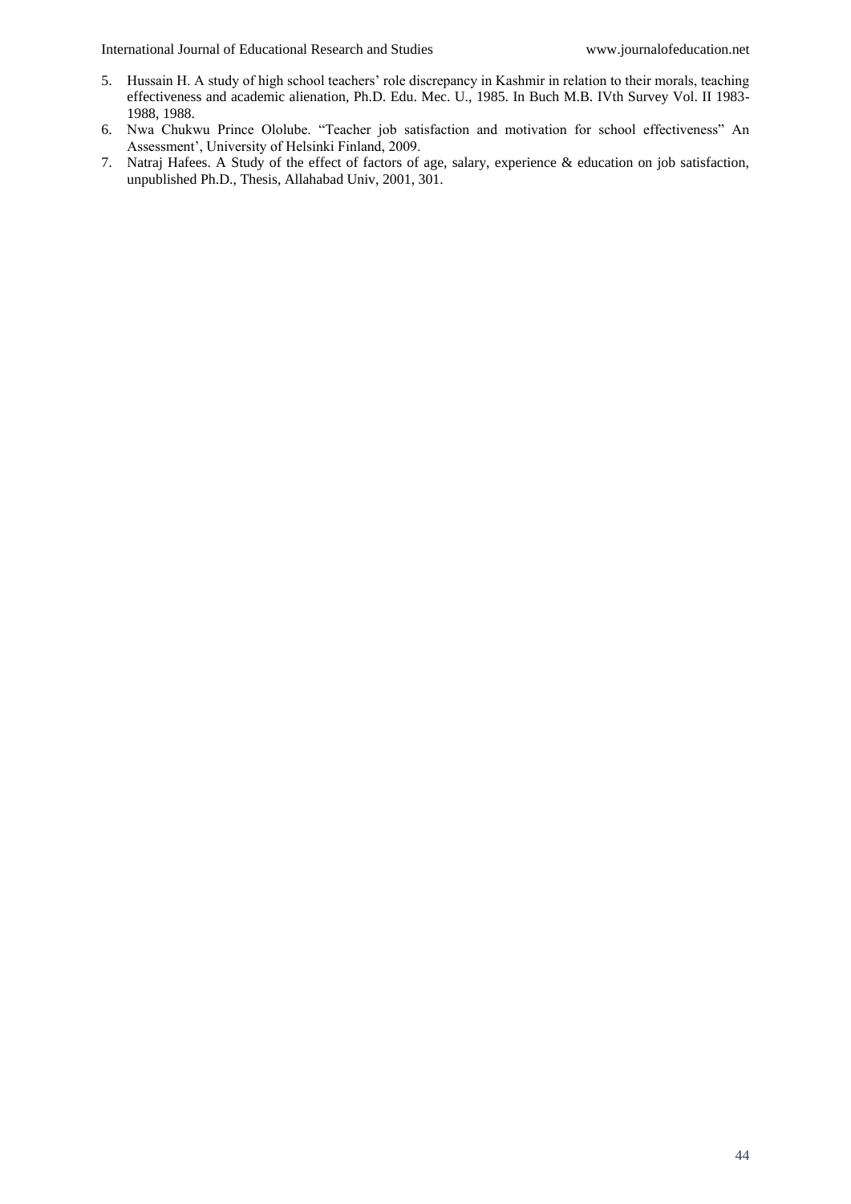5. Hussain H. A study of high school teachers' role discrepancy in Kashmir in relation to their morals, teaching effectiveness and academic alienation, Ph.D. Edu. Mec. U., 1985. In Buch M.B. IVth Survey Vol. II 1983-1988, 1988.
6. Nwa Chukwu Prince Ololube. "Teacher job satisfaction and motivation for school effectiveness" An Assessment', University of Helsinki Finland, 2009.
7. Natraj Hafees. A Study of the effect of factors of age, salary, experience & education on job satisfaction, unpublished Ph.D., Thesis, Allahabad Univ, 2001, 301.